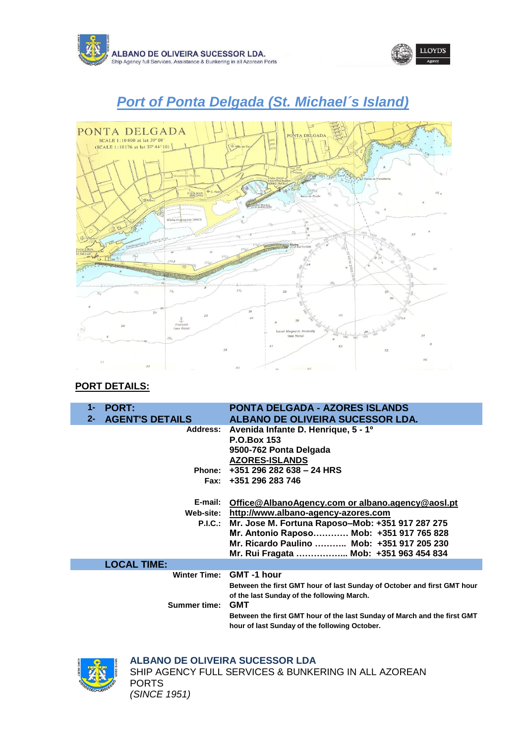# Port of Ponta Delgada (St. Michael´s Island)

## PORT DETAILS:

| | | |
|---|---|---|
| 1- | **PORT:** | **PONTA DELGADA - AZORES ISLANDS** |
| 2- | **AGENT'S DETAILS** | **ALBANO DE OLIVEIRA SUCESSOR LDA.** |
| | **Address:** | **Avenida Infante D. Henrique, 5 - 1º**<br>**P.O.Box 153**<br>**9500-762 Ponta Delgada**<br>**AZORES-ISLANDS** |
| | **Phone:** | **+351 296 282 638 – 24 HRS** |
| | **Fax:** | **+351 296 283 746** |
| | **E-mail:** | **Office@AlbanoAgency.com or albano.agency@aosl.pt** |
| | **Web-site:** | **http://www.albano-agency-azores.com** |
| | **P.I.C.:** | **Mr. Jose M. Fortuna Raposo–Mob: +351 917 287 275**<br>**Mr. Antonio Raposo………… Mob: +351 917 765 828**<br>**Mr. Ricardo Paulino ……….. Mob: +351 917 205 230**<br>**Mr. Rui Fragata …………….. Mob: +351 963 454 834** |
| | **LOCAL TIME:** | |
| | **Winter Time:** | **GMT -1 hour**<br>**Between the first GMT hour of last Sunday of October and first GMT hour of the last Sunday of the following March.** |
| | **Summer time:** | **GMT**<br>**Between the first GMT hour of the last Sunday of March and the first GMT hour of last Sunday of the following October.** |

**ALBANO DE OLIVEIRA SUCESSOR LDA**
SHIP AGENCY FULL SERVICES & BUNKERING IN ALL AZOREAN PORTS
*(SINCE 1951)*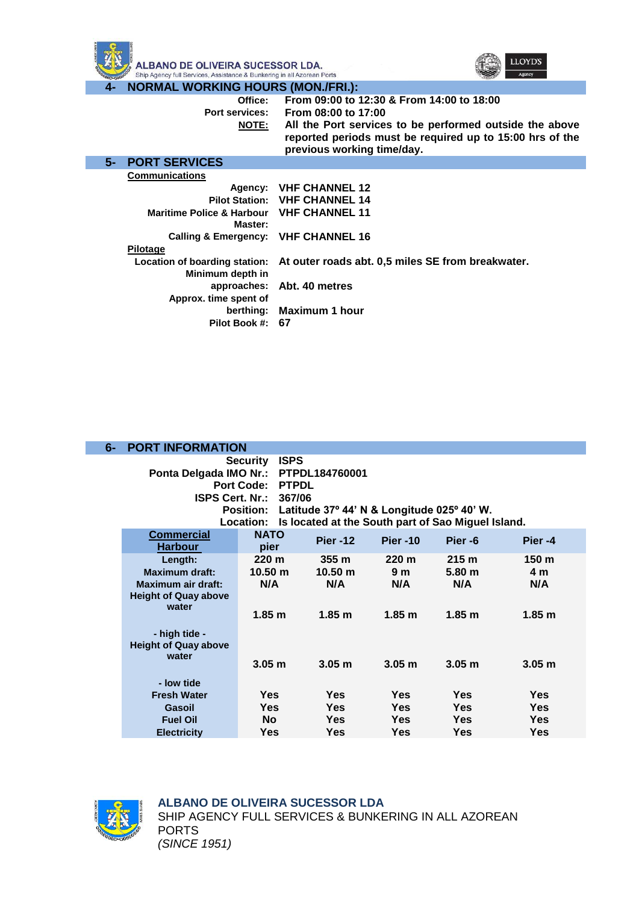## 4- NORMAL WORKING HOURS (MON./FRI.):

**Office:** From 09:00 to 12:30 & From 14:00 to 18:00

**Port services:** From 08:00 to 17:00

**NOTE:** All the Port services to be performed outside the above reported periods must be required up to 15:00 hrs of the previous working time/day.

## 5- PORT SERVICES

**Communications**

**Agency:** VHF CHANNEL 12

**Pilot Station:** VHF CHANNEL 14

**Maritime Police & Harbour Master:** VHF CHANNEL 11

**Calling & Emergency:** VHF CHANNEL 16

**Pilotage**

**Location of boarding station:** At outer roads abt. 0,5 miles SE from breakwater.

**Minimum depth in approaches:** Abt. 40 metres

**Approx. time spent of berthing:** Maximum 1 hour

**Pilot Book #:** 67

## 6- PORT INFORMATION

**Security** ISPS

**Ponta Delgada IMO Nr.:** PTPDL184760001

**Port Code:** PTPDL

**ISPS Cert. Nr.:** 367/06

**Position:** Latitude 37º 44' N & Longitude 025º 40' W.

**Location:** Is located at the South part of Sao Miguel Island.

| Commercial Harbour | NATO pier | Pier -12 | Pier -10 | Pier -6 | Pier -4 |
|---|---|---|---|---|---|
| Length: | 220 m | 355 m | 220 m | 215 m | 150 m |
| Maximum draft: | 10.50 m | 10.50 m | 9 m | 5.80 m | 4 m |
| Maximum air draft: | N/A | N/A | N/A | N/A | N/A |
| Height of Quay above water - high tide - | 1.85 m | 1.85 m | 1.85 m | 1.85 m | 1.85 m |
| Height of Quay above water - low tide | 3.05 m | 3.05 m | 3.05 m | 3.05 m | 3.05 m |
| Fresh Water | Yes | Yes | Yes | Yes | Yes |
| Gasoil | Yes | Yes | Yes | Yes | Yes |
| Fuel Oil | No | Yes | Yes | Yes | Yes |
| Electricity | Yes | Yes | Yes | Yes | Yes |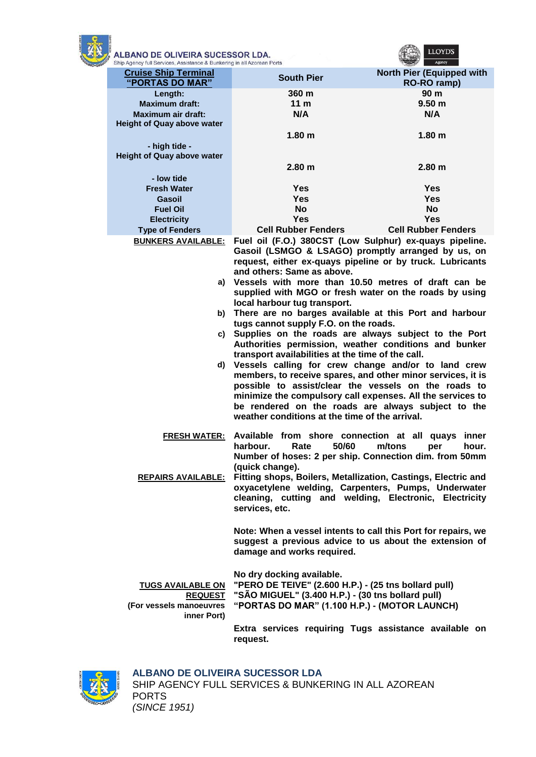| Cruise Ship Terminal "PORTAS DO MAR" | South Pier | North Pier (Equipped with RO-RO ramp) |
|---|---|---|
| Length: | 360 m | 90 m |
| Maximum draft: | 11 m | 9.50 m |
| Maximum air draft: | N/A | N/A |
| Height of Quay above water - high tide - | 1.80 m | 1.80 m |
| Height of Quay above water - low tide | 2.80 m | 2.80 m |
| Fresh Water | Yes | Yes |
| Gasoil | Yes | Yes |
| Fuel Oil | No | No |
| Electricity | Yes | Yes |
| Type of Fenders | Cell Rubber Fenders | Cell Rubber Fenders |

**BUNKERS AVAILABLE:** **Fuel oil (F.O.) 380CST (Low Sulphur) ex-quays pipeline. Gasoil (LSMGO & LSAGO) promptly arranged by us, on request, either ex-quays pipeline or by truck. Lubricants and others: Same as above.**

a) **Vessels with more than 10.50 metres of draft can be supplied with MGO or fresh water on the roads by using local harbour tug transport.**

b) **There are no barges available at this Port and harbour tugs cannot supply F.O. on the roads.**

c) **Supplies on the roads are always subject to the Port Authorities permission, weather conditions and bunker transport availabilities at the time of the call.**

d) **Vessels calling for crew change and/or to land crew members, to receive spares, and other minor services, it is possible to assist/clear the vessels on the roads to minimize the compulsory call expenses. All the services to be rendered on the roads are always subject to the weather conditions at the time of the arrival.**

**FRESH WATER:** **Available from shore connection at all quays inner harbour. Rate 50/60 m/tons per hour. Number of hoses: 2 per ship. Connection dim. from 50mm (quick change).**

**REPAIRS AVAILABLE:** **Fitting shops, Boilers, Metallization, Castings, Electric and oxyacetylene welding, Carpenters, Pumps, Underwater cleaning, cutting and welding, Electronic, Electricity services, etc.**

**Note: When a vessel intents to call this Port for repairs, we suggest a previous advice to us about the extension of damage and works required.**

**No dry docking available.**

**TUGS AVAILABLE ON REQUEST (For vessels manoeuvres inner Port)**

**"PERO DE TEIVE" (2.600 H.P.) - (25 tns bollard pull)**
**"SÃO MIGUEL" (3.400 H.P.) - (30 tns bollard pull)**
**"PORTAS DO MAR" (1.100 H.P.) - (MOTOR LAUNCH)**

**Extra services requiring Tugs assistance available on request.**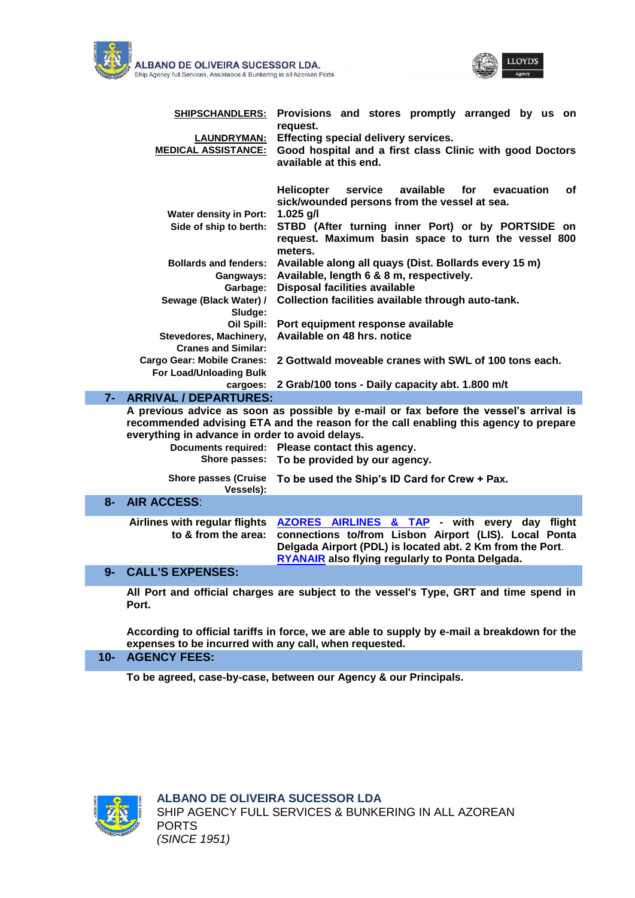| | |
|---|---|
| **SHIPSCHANDLERS:** | **Provisions and stores promptly arranged by us on request.** |
| **LAUNDRYMAN:** | **Effecting special delivery services.** |
| **MEDICAL ASSISTANCE:** | **Good hospital and a first class Clinic with good Doctors available at this end.** |
| | **Helicopter service available for evacuation of sick/wounded persons from the vessel at sea.** |
| **Water density in Port:** | **1.025 g/l** |
| **Side of ship to berth:** | **STBD (After turning inner Port) or by PORTSIDE on request. Maximum basin space to turn the vessel 800 meters.** |
| **Bollards and fenders:** | **Available along all quays (Dist. Bollards every 15 m)** |
| **Gangways:** | **Available, length 6 & 8 m, respectively.** |
| **Garbage:** | **Disposal facilities available** |
| **Sewage (Black Water) / Sludge:** | **Collection facilities available through auto-tank.** |
| **Oil Spill:** | **Port equipment response available** |
| **Stevedores, Machinery, Cranes and Similar:** | **Available on 48 hrs. notice** |
| **Cargo Gear: Mobile Cranes:** | **2 Gottwald moveable cranes with SWL of 100 tons each.** |
| **For Load/Unloading Bulk cargoes:** | **2 Grab/100 tons - Daily capacity abt. 1.800 m/t** |

## 7- ARRIVAL / DEPARTURES:

**A previous advice as soon as possible by e-mail or fax before the vessel's arrival is recommended advising ETA and the reason for the call enabling this agency to prepare everything in advance in order to avoid delays.**

| | |
|---|---|
| **Documents required:** | **Please contact this agency.** |
| **Shore passes:** | **To be provided by our agency.** |
| **Shore passes (Cruise Vessels):** | **To be used the Ship's ID Card for Crew + Pax.** |

## 8- AIR ACCESS:

| | |
|---|---|
| **Airlines with regular flights to & from the area:** | **AZORES AIRLINES & TAP - with every day flight connections to/from Lisbon Airport (LIS). Local Ponta Delgada Airport (PDL) is located abt. 2 Km from the Port. RYANAIR also flying regularly to Ponta Delgada.** |

## 9- CALL'S EXPENSES:

**All Port and official charges are subject to the vessel's Type, GRT and time spend in Port.**

**According to official tariffs in force, we are able to supply by e-mail a breakdown for the expenses to be incurred with any call, when requested.**

## 10- AGENCY FEES:

**To be agreed, case-by-case, between our Agency & our Principals.**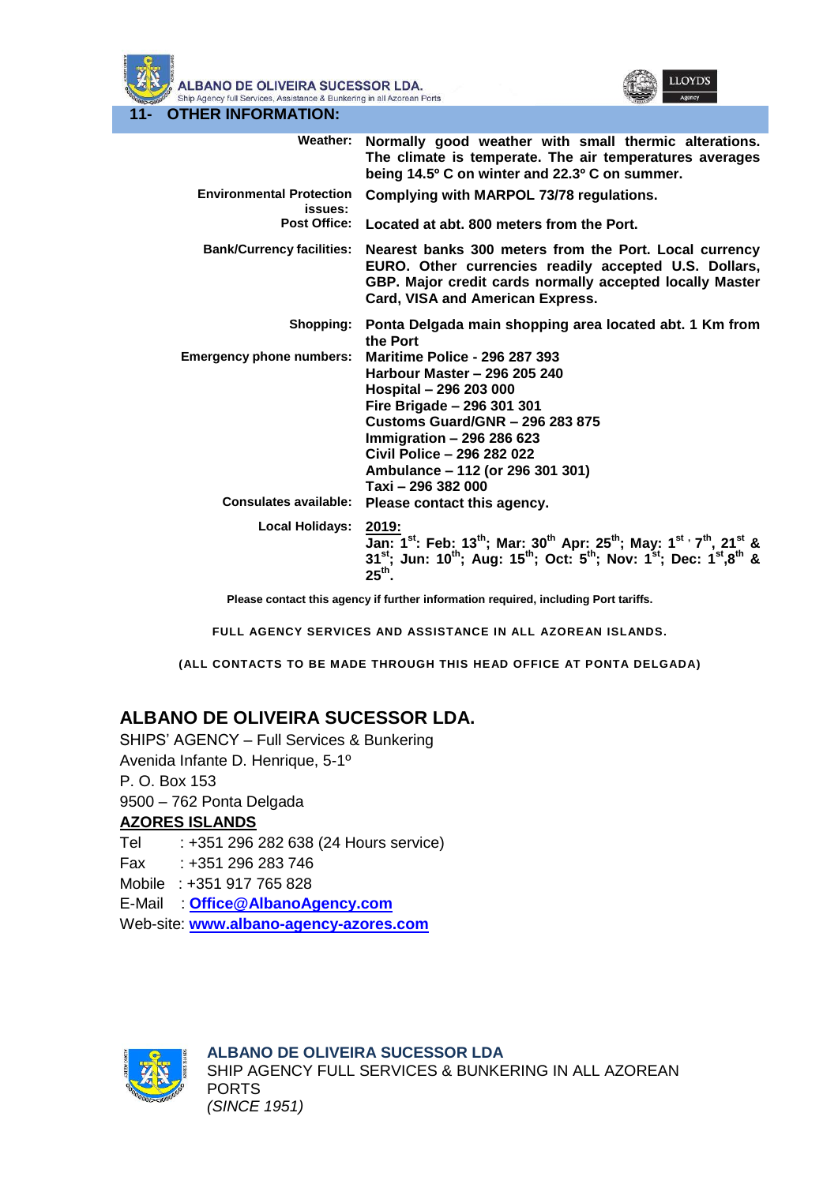## 11- OTHER INFORMATION:

| | |
|---|---|
| **Weather:** | **Normally good weather with small thermic alterations. The climate is temperate. The air temperatures averages being 14.5º C on winter and 22.3º C on summer.** |
| **Environmental Protection issues:** | **Complying with MARPOL 73/78 regulations.** |
| **Post Office:** | **Located at abt. 800 meters from the Port.** |
| **Bank/Currency facilities:** | **Nearest banks 300 meters from the Port. Local currency EURO. Other currencies readily accepted U.S. Dollars, GBP. Major credit cards normally accepted locally Master Card, VISA and American Express.** |
| **Shopping:** | **Ponta Delgada main shopping area located abt. 1 Km from the Port** |
| **Emergency phone numbers:** | **Maritime Police - 296 287 393**<br>**Harbour Master – 296 205 240**<br>**Hospital – 296 203 000**<br>**Fire Brigade – 296 301 301**<br>**Customs Guard/GNR – 296 283 875**<br>**Immigration – 296 286 623**<br>**Civil Police – 296 282 022**<br>**Ambulance – 112 (or 296 301 301)**<br>**Taxi – 296 382 000** |
| **Consulates available:** | **Please contact this agency.** |
| **Local Holidays:** | **2019:**<br>**Jan: 1st; Feb: 13th; Mar: 30th Apr: 25th; May: 1st, 7th, 21st & 31st; Jun: 10th; Aug: 15th; Oct: 5th; Nov: 1st; Dec: 1st, 8th & 25th.** |

**Please contact this agency if further information required, including Port tariffs.**

**FULL AGENCY SERVICES AND ASSISTANCE IN ALL AZOREAN ISLANDS.**

**(ALL CONTACTS TO BE MADE THROUGH THIS HEAD OFFICE AT PONTA DELGADA)**

## ALBANO DE OLIVEIRA SUCESSOR LDA.

SHIPS' AGENCY – Full Services & Bunkering
Avenida Infante D. Henrique, 5-1º
P. O. Box 153
9500 – 762 Ponta Delgada
**AZORES ISLANDS**
Tel : +351 296 282 638 (24 Hours service)
Fax : +351 296 283 746
Mobile : +351 917 765 828
E-Mail : **Office@AlbanoAgency.com**
Web-site: **www.albano-agency-azores.com**

**ALBANO DE OLIVEIRA SUCESSOR LDA**
SHIP AGENCY FULL SERVICES & BUNKERING IN ALL AZOREAN PORTS
*(SINCE 1951)*